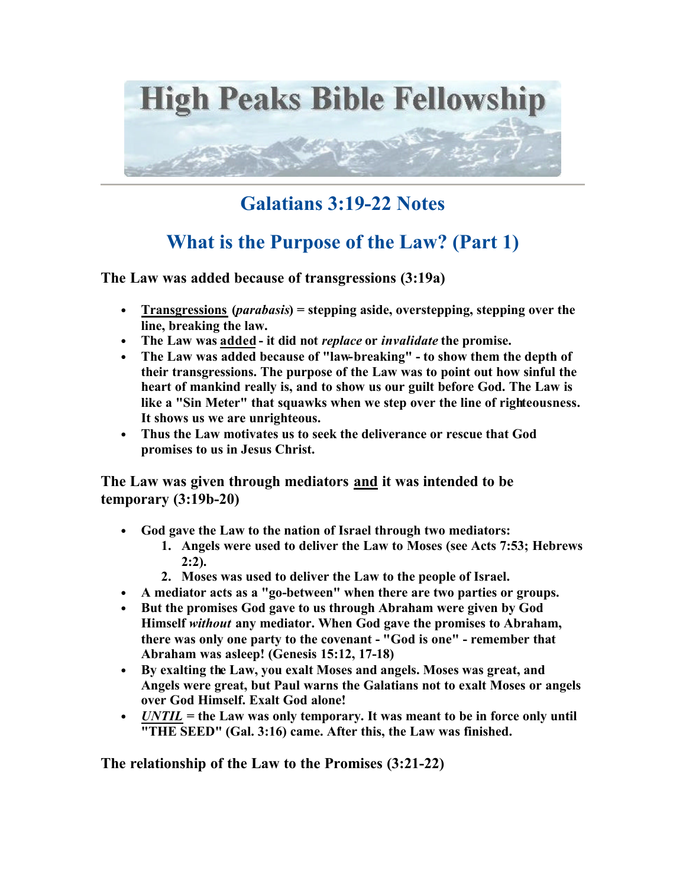# High Peaks Bible Fellowship

## Galatians 3:19-22 Notes

## What is the Purpose of the Law? (Part 1)

**The Law was added because of transgressions (3:19a)**

- **Transgressions (*parabasis*) = stepping aside, overstepping, stepping over the line, breaking the law.**
- **The Law was added - it did not *replace* or *invalidate* the promise.**
- **The Law was added because of "law-breaking" - to show them the depth of their transgressions. The purpose of the Law was to point out how sinful the heart of mankind really is, and to show us our guilt before God. The Law is like a "Sin Meter" that squawks when we step over the line of righteousness. It shows us we are unrighteous.**
- **Thus the Law motivates us to seek the deliverance or rescue that God promises to us in Jesus Christ.**

**The Law was given through mediators and it was intended to be temporary (3:19b-20)**

- **God gave the Law to the nation of Israel through two mediators:**
    1. **Angels were used to deliver the Law to Moses (see Acts 7:53; Hebrews 2:2).**
    2. **Moses was used to deliver the Law to the people of Israel.**
- **A mediator acts as a "go-between" when there are two parties or groups.**
- **But the promises God gave to us through Abraham were given by God Himself *without* any mediator. When God gave the promises to Abraham, there was only one party to the covenant - "God is one" - remember that Abraham was asleep! (Genesis 15:12, 17-18)**
- **By exalting the Law, you exalt Moses and angels. Moses was great, and Angels were great, but Paul warns the Galatians not to exalt Moses or angels over God Himself. Exalt God alone!**
- ***UNTIL* = the Law was only temporary. It was meant to be in force only until "THE SEED" (Gal. 3:16) came. After this, the Law was finished.**

**The relationship of the Law to the Promises (3:21-22)**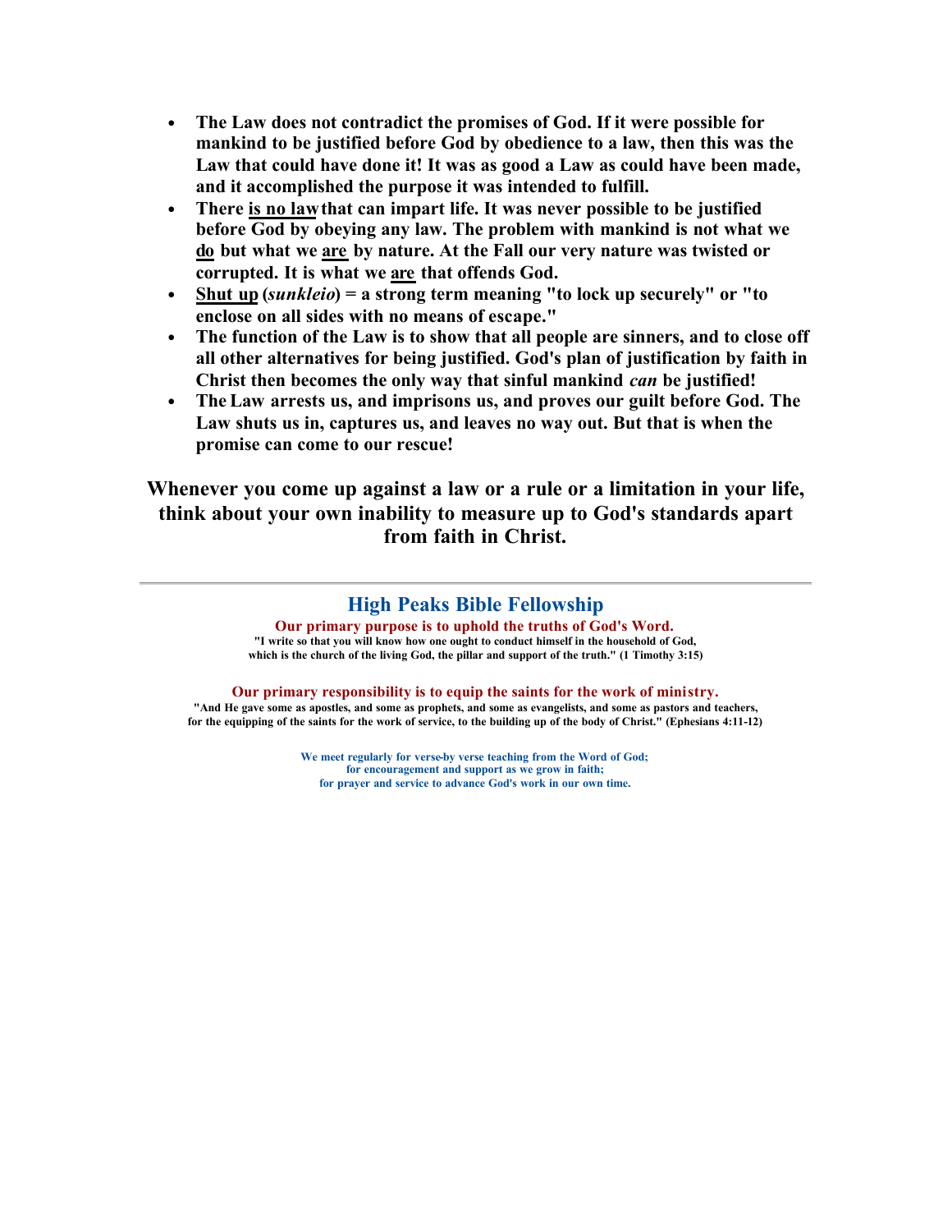- **The Law does not contradict the promises of God. If it were possible for mankind to be justified before God by obedience to a law, then this was the Law that could have done it! It was as good a Law as could have been made, and it accomplished the purpose it was intended to fulfill.**
- **There <u>is no law</u> that can impart life. It was never possible to be justified before God by obeying any law. The problem with mankind is not what we <u>do</u> but what we <u>are</u> by nature. At the Fall our very nature was twisted or corrupted. It is what we <u>are</u> that offends God.**
- **<u>Shut up</u> (*sunkleio*) = a strong term meaning "to lock up securely" or "to enclose on all sides with no means of escape."**
- **The function of the Law is to show that all people are sinners, and to close off all other alternatives for being justified. God's plan of justification by faith in Christ then becomes the only way that sinful mankind *can* be justified!**
- **The Law arrests us, and imprisons us, and proves our guilt before God. The Law shuts us in, captures us, and leaves no way out. But that is when the promise can come to our rescue!**

**Whenever you come up against a law or a rule or a limitation in your life, think about your own inability to measure up to God's standards apart from faith in Christ.**

---

## High Peaks Bible Fellowship

**Our primary purpose is to uphold the truths of God's Word.**

**"I write so that you will know how one ought to conduct himself in the household of God, which is the church of the living God, the pillar and support of the truth." (1 Timothy 3:15)**

**Our primary responsibility is to equip the saints for the work of ministry.**

**"And He gave some as apostles, and some as prophets, and some as evangelists, and some as pastors and teachers, for the equipping of the saints for the work of service, to the building up of the body of Christ." (Ephesians 4:11-12)**

**We meet regularly for verse-by verse teaching from the Word of God;
for encouragement and support as we grow in faith;
for prayer and service to advance God's work in our own time.**